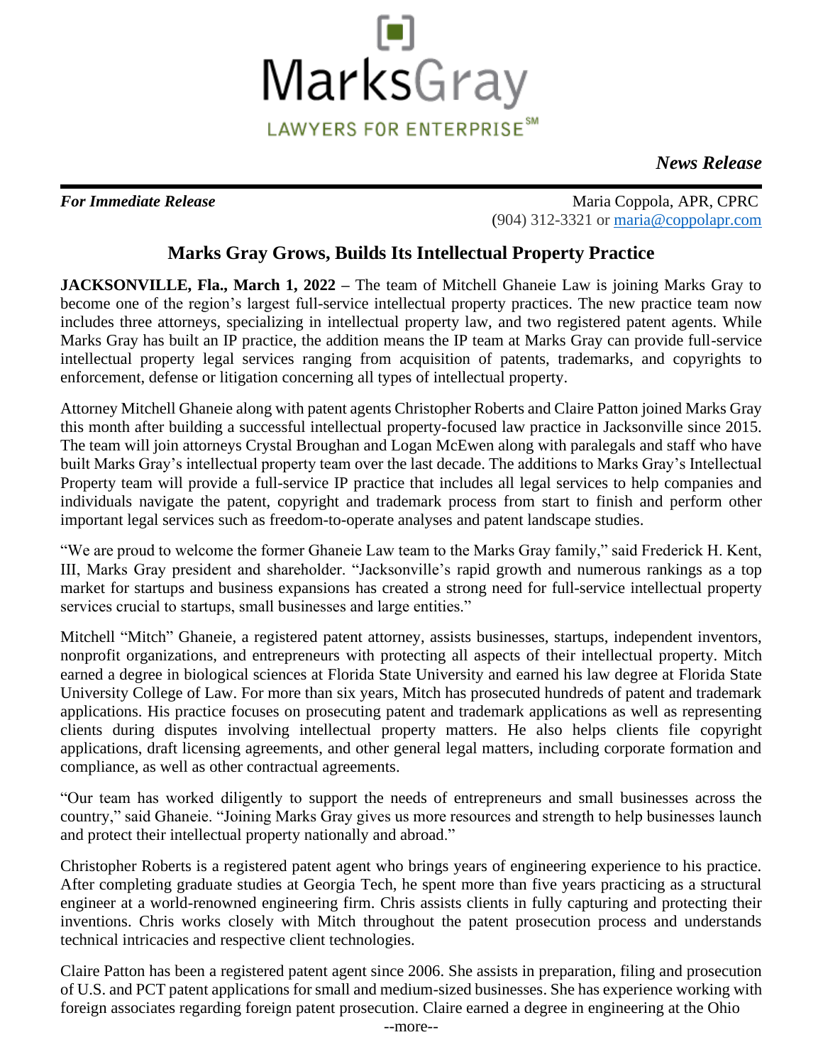MarksGray

LAWYERS FOR ENTERPRISE℠

***News Release***

***For Immediate Release***

Maria Coppola, APR, CPRC
(904) 312-3321 or maria@coppolapr.com

## Marks Gray Grows, Builds Its Intellectual Property Practice

**JACKSONVILLE, Fla., March 1, 2022 –** The team of Mitchell Ghaneie Law is joining Marks Gray to become one of the region's largest full-service intellectual property practices. The new practice team now includes three attorneys, specializing in intellectual property law, and two registered patent agents. While Marks Gray has built an IP practice, the addition means the IP team at Marks Gray can provide full-service intellectual property legal services ranging from acquisition of patents, trademarks, and copyrights to enforcement, defense or litigation concerning all types of intellectual property.

Attorney Mitchell Ghaneie along with patent agents Christopher Roberts and Claire Patton joined Marks Gray this month after building a successful intellectual property-focused law practice in Jacksonville since 2015. The team will join attorneys Crystal Broughan and Logan McEwen along with paralegals and staff who have built Marks Gray's intellectual property team over the last decade. The additions to Marks Gray's Intellectual Property team will provide a full-service IP practice that includes all legal services to help companies and individuals navigate the patent, copyright and trademark process from start to finish and perform other important legal services such as freedom-to-operate analyses and patent landscape studies.

"We are proud to welcome the former Ghaneie Law team to the Marks Gray family," said Frederick H. Kent, III, Marks Gray president and shareholder. "Jacksonville's rapid growth and numerous rankings as a top market for startups and business expansions has created a strong need for full-service intellectual property services crucial to startups, small businesses and large entities."

Mitchell "Mitch" Ghaneie, a registered patent attorney, assists businesses, startups, independent inventors, nonprofit organizations, and entrepreneurs with protecting all aspects of their intellectual property. Mitch earned a degree in biological sciences at Florida State University and earned his law degree at Florida State University College of Law. For more than six years, Mitch has prosecuted hundreds of patent and trademark applications. His practice focuses on prosecuting patent and trademark applications as well as representing clients during disputes involving intellectual property matters. He also helps clients file copyright applications, draft licensing agreements, and other general legal matters, including corporate formation and compliance, as well as other contractual agreements.

"Our team has worked diligently to support the needs of entrepreneurs and small businesses across the country," said Ghaneie. "Joining Marks Gray gives us more resources and strength to help businesses launch and protect their intellectual property nationally and abroad."

Christopher Roberts is a registered patent agent who brings years of engineering experience to his practice. After completing graduate studies at Georgia Tech, he spent more than five years practicing as a structural engineer at a world-renowned engineering firm. Chris assists clients in fully capturing and protecting their inventions. Chris works closely with Mitch throughout the patent prosecution process and understands technical intricacies and respective client technologies.

Claire Patton has been a registered patent agent since 2006. She assists in preparation, filing and prosecution of U.S. and PCT patent applications for small and medium-sized businesses. She has experience working with foreign associates regarding foreign patent prosecution. Claire earned a degree in engineering at the Ohio

--more--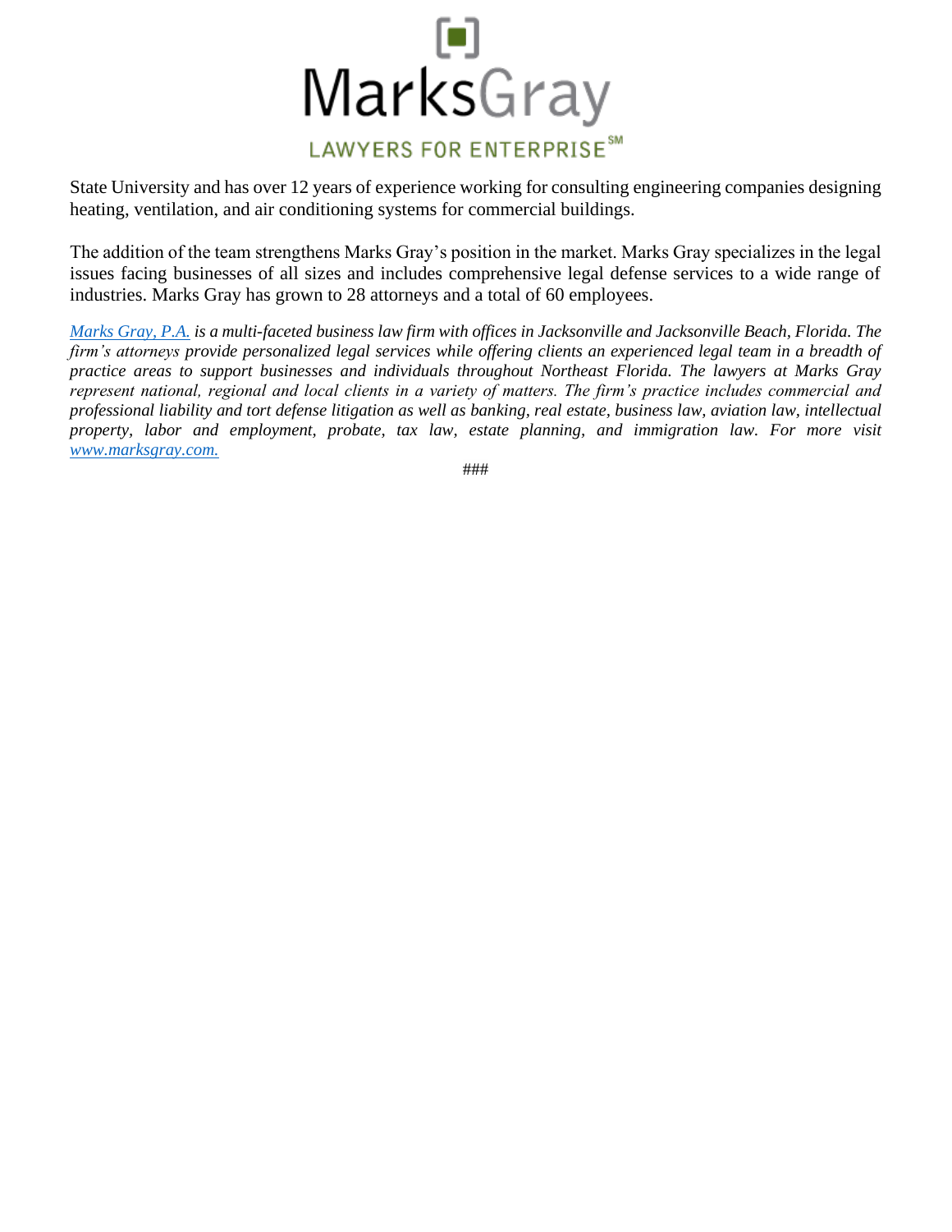State University and has over 12 years of experience working for consulting engineering companies designing heating, ventilation, and air conditioning systems for commercial buildings.

The addition of the team strengthens Marks Gray's position in the market. Marks Gray specializes in the legal issues facing businesses of all sizes and includes comprehensive legal defense services to a wide range of industries. Marks Gray has grown to 28 attorneys and a total of 60 employees.

*[Marks Gray, P.A.](http://www.marksgray.com) is a multi-faceted business law firm with offices in Jacksonville and Jacksonville Beach, Florida. The firm's attorneys provide personalized legal services while offering clients an experienced legal team in a breadth of practice areas to support businesses and individuals throughout Northeast Florida. The lawyers at Marks Gray represent national, regional and local clients in a variety of matters. The firm's practice includes commercial and professional liability and tort defense litigation as well as banking, real estate, business law, aviation law, intellectual property, labor and employment, probate, tax law, estate planning, and immigration law. For more visit [www.marksgray.com.](http://www.marksgray.com)*

###